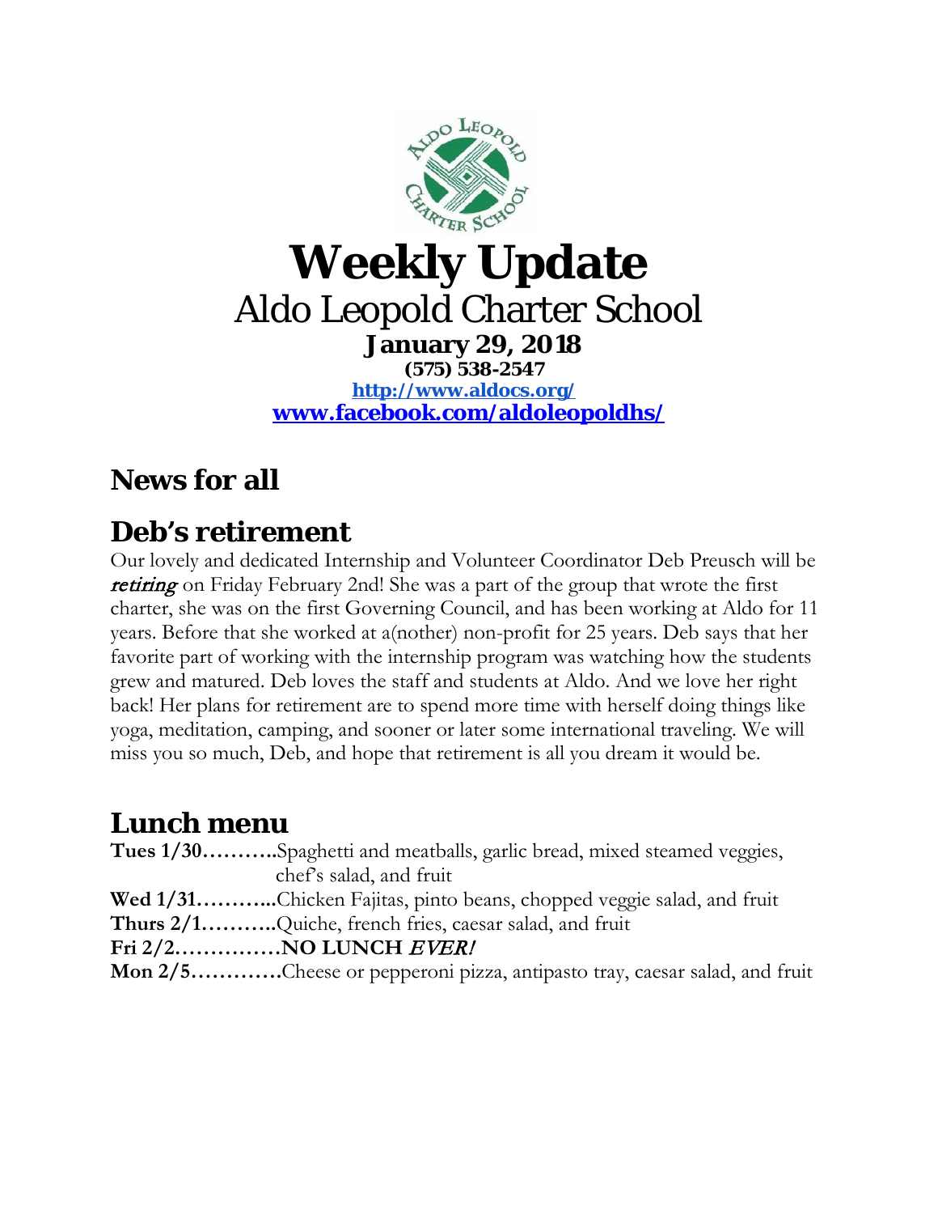# Weekly Update

Aldo Leopold Charter School

**January 29, 2018**

**(575) 538-2547**

**http://www.aldocs.org/**

**www.facebook.com/aldoleopoldhs/**

## News for all

## Deb's retirement

Our lovely and dedicated Internship and Volunteer Coordinator Deb Preusch will be *retiring* on Friday February 2nd! She was a part of the group that wrote the first charter, she was on the first Governing Council, and has been working at Aldo for 11 years. Before that she worked at a(nother) non-profit for 25 years. Deb says that her favorite part of working with the internship program was watching how the students grew and matured. Deb loves the staff and students at Aldo. And we love her right back! Her plans for retirement are to spend more time with herself doing things like yoga, meditation, camping, and sooner or later some international traveling. We will miss you so much, Deb, and hope that retirement is all you dream it would be.

## Lunch menu

**Tues 1/30………..**Spaghetti and meatballs, garlic bread, mixed steamed veggies, chef's salad, and fruit

**Wed 1/31………...**Chicken Fajitas, pinto beans, chopped veggie salad, and fruit

**Thurs 2/1………..**Quiche, french fries, caesar salad, and fruit

**Fri 2/2……………NO LUNCH *EVER!***

**Mon 2/5………….**Cheese or pepperoni pizza, antipasto tray, caesar salad, and fruit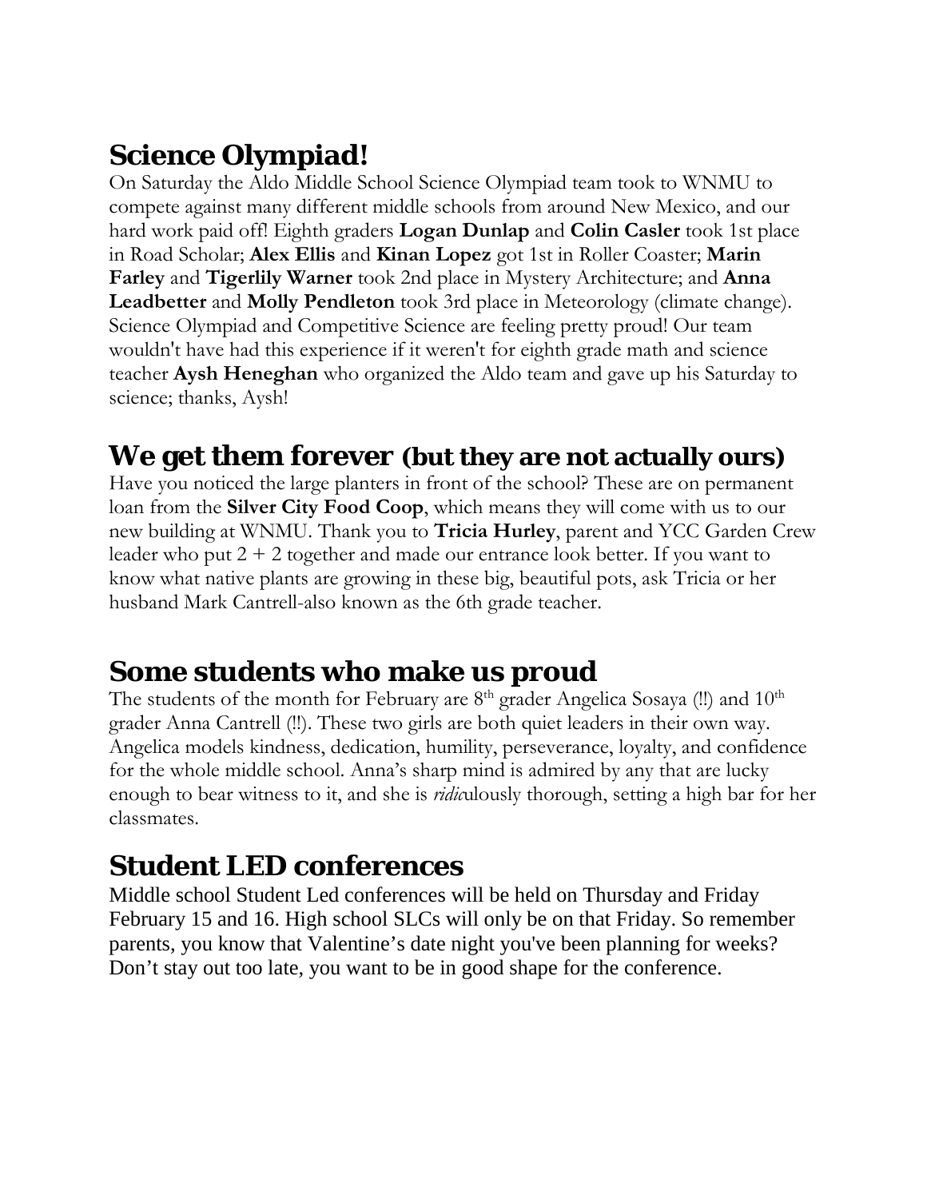## Science Olympiad!

On Saturday the Aldo Middle School Science Olympiad team took to WNMU to compete against many different middle schools from around New Mexico, and our hard work paid off! Eighth graders **Logan Dunlap** and **Colin Casler** took 1st place in Road Scholar; **Alex Ellis** and **Kinan Lopez** got 1st in Roller Coaster; **Marin Farley** and **Tigerlily Warner** took 2nd place in Mystery Architecture; and **Anna Leadbetter** and **Molly Pendleton** took 3rd place in Meteorology (climate change). Science Olympiad and Competitive Science are feeling pretty proud! Our team wouldn't have had this experience if it weren't for eighth grade math and science teacher **Aysh Heneghan** who organized the Aldo team and gave up his Saturday to science; thanks, Aysh!

## We get them forever (but they are not actually ours)

Have you noticed the large planters in front of the school? These are on permanent loan from the **Silver City Food Coop**, which means they will come with us to our new building at WNMU. Thank you to **Tricia Hurley**, parent and YCC Garden Crew leader who put 2 + 2 together and made our entrance look better. If you want to know what native plants are growing in these big, beautiful pots, ask Tricia or her husband Mark Cantrell-also known as the 6th grade teacher.

## Some students who make us proud

The students of the month for February are 8th grader Angelica Sosaya (!!) and 10th grader Anna Cantrell (!!). These two girls are both quiet leaders in their own way. Angelica models kindness, dedication, humility, perseverance, loyalty, and confidence for the whole middle school. Anna's sharp mind is admired by any that are lucky enough to bear witness to it, and she is *ridic*ulously thorough, setting a high bar for her classmates.

## Student LED conferences

Middle school Student Led conferences will be held on Thursday and Friday February 15 and 16. High school SLCs will only be on that Friday. So remember parents, you know that Valentine's date night you've been planning for weeks? Don't stay out too late, you want to be in good shape for the conference.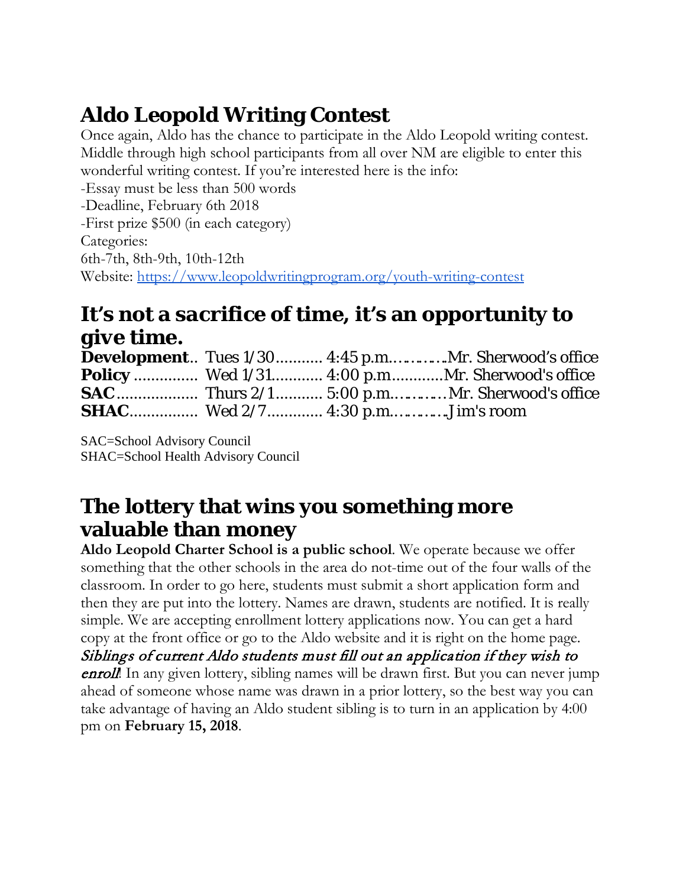## Aldo Leopold Writing Contest

Once again, Aldo has the chance to participate in the Aldo Leopold writing contest. Middle through high school participants from all over NM are eligible to enter this wonderful writing contest. If you're interested here is the info:

-Essay must be less than 500 words

-Deadline, February 6th 2018

-First prize $500 (in each category)

Categories:

6th-7th, 8th-9th, 10th-12th

Website: https://www.leopoldwritingprogram.org/youth-writing-contest

## It's not a sacrifice of time, it's an opportunity to give time.

**Development**.. Tues 1/30........... 4:45 p.m.............Mr. Sherwood's office
**Policy** ............... Wed 1/31............ 4:00 p.m............Mr. Sherwood's office
**SAC**................... Thurs 2/1........... 5:00 p.m.............Mr. Sherwood's office
**SHAC**................ Wed 2/7............. 4:30 p.m.............Jim's room

SAC=School Advisory Council
SHAC=School Health Advisory Council

## The lottery that wins you something more valuable than money

**Aldo Leopold Charter School is a public school**. We operate because we offer something that the other schools in the area do not-time out of the four walls of the classroom. In order to go here, students must submit a short application form and then they are put into the lottery. Names are drawn, students are notified. It is really simple. We are accepting enrollment lottery applications now. You can get a hard copy at the front office or go to the Aldo website and it is right on the home page. ***Siblings of current Aldo students must fill out an application if they wish to enroll!*** In any given lottery, sibling names will be drawn first. But you can never jump ahead of someone whose name was drawn in a prior lottery, so the best way you can take advantage of having an Aldo student sibling is to turn in an application by 4:00 pm on **February 15, 2018**.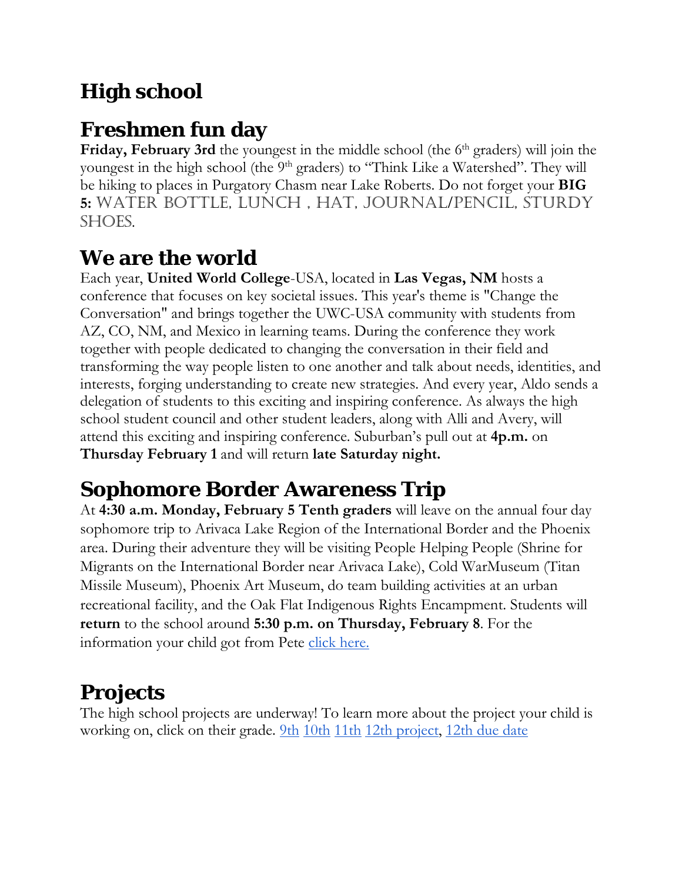# High school

## Freshmen fun day

**Friday, February 3rd** the youngest in the middle school (the 6th graders) will join the youngest in the high school (the 9th graders) to "Think Like a Watershed". They will be hiking to places in Purgatory Chasm near Lake Roberts. Do not forget your **BIG 5:** WATER BOTTLE, LUNCH , HAT, JOURNAL/PENCIL, STURDY SHOES.

## We are the world

Each year, **United World College**-USA, located in **Las Vegas, NM** hosts a conference that focuses on key societal issues. This year's theme is "Change the Conversation" and brings together the UWC-USA community with students from AZ, CO, NM, and Mexico in learning teams. During the conference they work together with people dedicated to changing the conversation in their field and transforming the way people listen to one another and talk about needs, identities, and interests, forging understanding to create new strategies. And every year, Aldo sends a delegation of students to this exciting and inspiring conference. As always the high school student council and other student leaders, along with Alli and Avery, will attend this exciting and inspiring conference. Suburban's pull out at **4p.m.** on **Thursday February 1** and will return **late Saturday night.**

## Sophomore Border Awareness Trip

At **4:30 a.m. Monday, February 5 Tenth graders** will leave on the annual four day sophomore trip to Arivaca Lake Region of the International Border and the Phoenix area. During their adventure they will be visiting People Helping People (Shrine for Migrants on the International Border near Arivaca Lake), Cold WarMuseum (Titan Missile Museum), Phoenix Art Museum, do team building activities at an urban recreational facility, and the Oak Flat Indigenous Rights Encampment. Students will **return** to the school around **5:30 p.m. on Thursday, February 8**. For the information your child got from Pete click here.

## Projects

The high school projects are underway! To learn more about the project your child is working on, click on their grade. 9th 10th 11th 12th project, 12th due date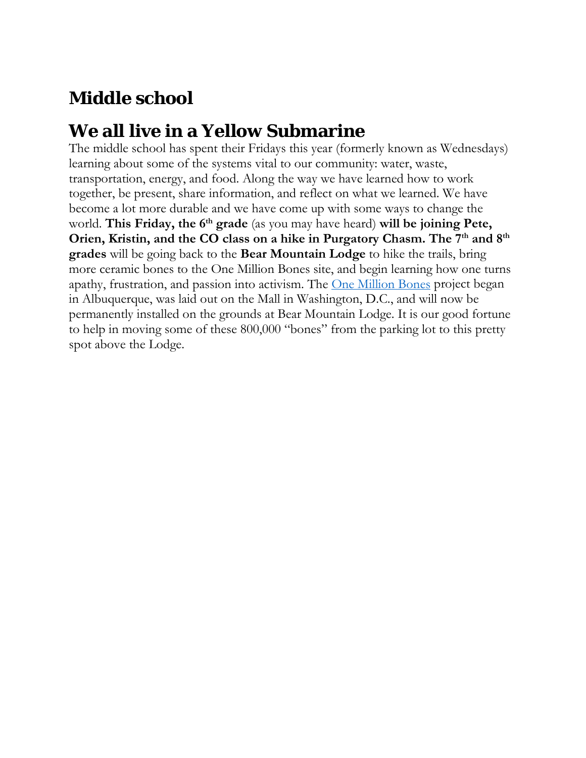## Middle school

## We all live in a Yellow Submarine

The middle school has spent their Fridays this year (formerly known as Wednesdays) learning about some of the systems vital to our community: water, waste, transportation, energy, and food. Along the way we have learned how to work together, be present, share information, and reflect on what we learned. We have become a lot more durable and we have come up with some ways to change the world. **This Friday, the 6th grade** (as you may have heard) **will be joining Pete, Orien, Kristin, and the CO class on a hike in Purgatory Chasm. The 7th and 8th grades** will be going back to the **Bear Mountain Lodge** to hike the trails, bring more ceramic bones to the One Million Bones site, and begin learning how one turns apathy, frustration, and passion into activism. The One Million Bones project began in Albuquerque, was laid out on the Mall in Washington, D.C., and will now be permanently installed on the grounds at Bear Mountain Lodge. It is our good fortune to help in moving some of these 800,000 "bones" from the parking lot to this pretty spot above the Lodge.